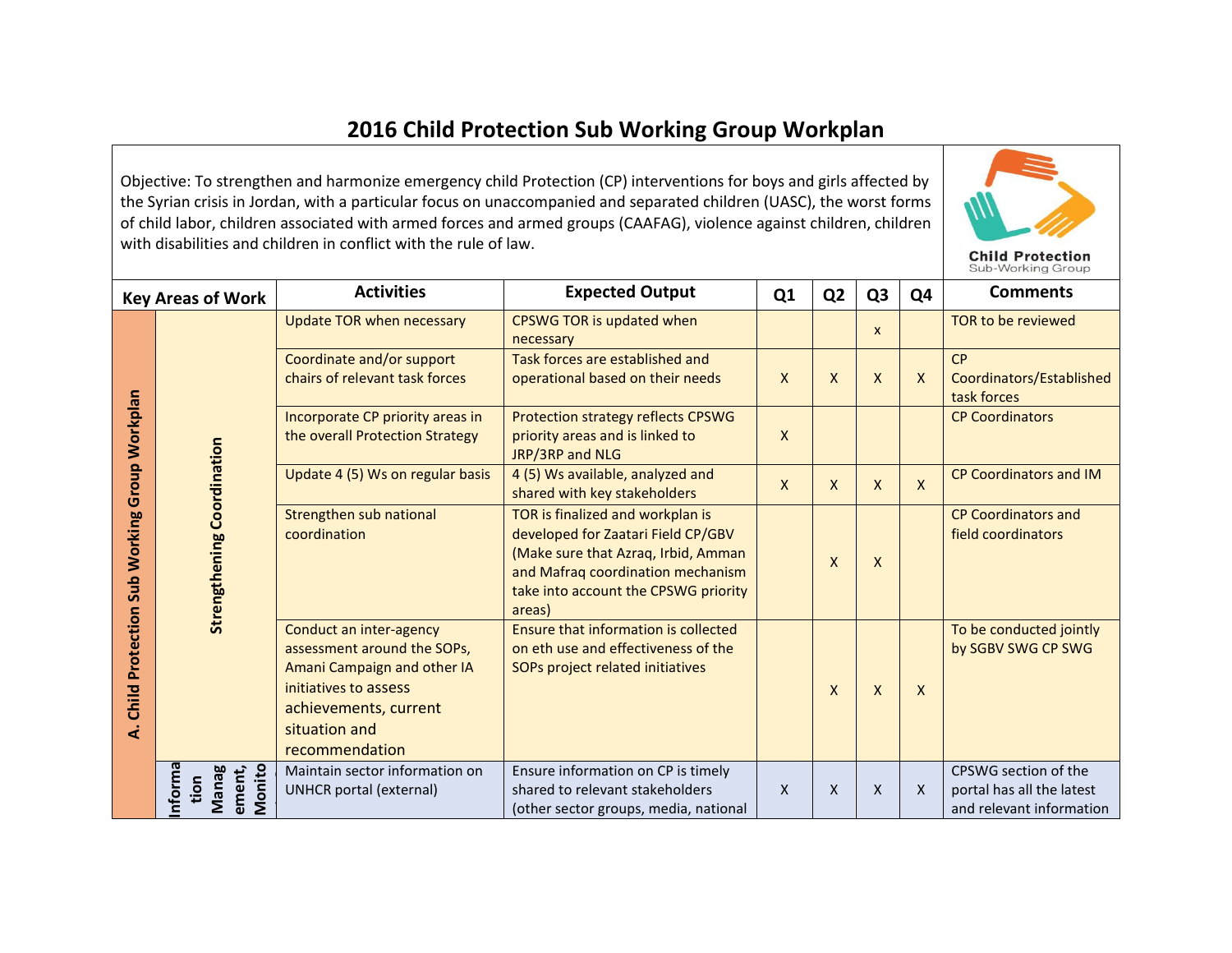# 2016 Child Protection Sub Working Group Workplan

Objective: To strengthen and harmonize emergency child Protection (CP) interventions for boys and girls affected by the Syrian crisis in Jordan, with a particular focus on unaccompanied and separated children (UASC), the worst forms of child labor, children associated with armed forces and armed groups (CAAFAG), violence against children, children with disabilities and children in conflict with the rule of law.

Child Protection Sub-Working Group

| Key Areas of Work | | Activities | Expected Output | Q1 | Q2 | Q3 | Q4 | Comments |
|---|---|---|---|---|---|---|---|---|
| A. Child Protection Sub Working Group Workplan | Strengthening Coordination | Update TOR when necessary | CPSWG TOR is updated when necessary | | | x | | TOR to be reviewed |
| | | Coordinate and/or support chairs of relevant task forces | Task forces are established and operational based on their needs | X | X | X | X | CP Coordinators/Established task forces |
| | | Incorporate CP priority areas in the overall Protection Strategy | Protection strategy reflects CPSWG priority areas and is linked to JRP/3RP and NLG | X | | | | CP Coordinators |
| | | Update 4 (5) Ws on regular basis | 4 (5) Ws available, analyzed and shared with key stakeholders | X | X | X | X | CP Coordinators and IM |
| | | Strengthen sub national coordination | TOR is finalized and workplan is developed for Zaatari Field CP/GBV (Make sure that Azraq, Irbid, Amman and Mafraq coordination mechanism take into account the CPSWG priority areas) | | X | X | | CP Coordinators and field coordinators |
| | | Conduct an inter-agency assessment around the SOPs, Amani Campaign and other IA initiatives to assess achievements, current situation and recommendation | Ensure that information is collected on eth use and effectiveness of the SOPs project related initiatives | | X | X | X | To be conducted jointly by SGBV SWG CP SWG |
| | Information Management, Monito | Maintain sector information on UNHCR portal (external) | Ensure information on CP is timely shared to relevant stakeholders (other sector groups, media, national | X | X | X | X | CPSWG section of the portal has all the latest and relevant information |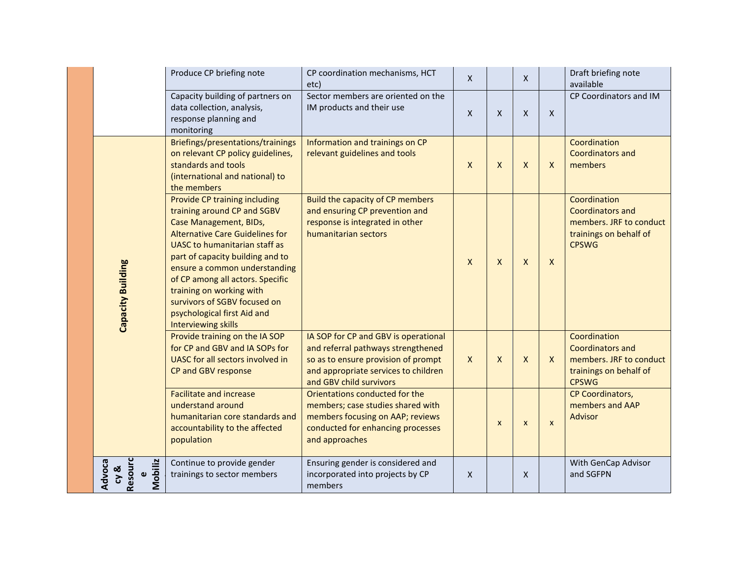| | | | | | | | | |
|---|---|---|---|---|---|---|---|---|
| | | Produce CP briefing note | CP coordination mechanisms, HCT etc) | X | | X | | Draft briefing note available |
| | | Capacity building of partners on data collection, analysis, response planning and monitoring | Sector members are oriented on the IM products and their use | X | X | X | X | CP Coordinators and IM |
| | Capacity Building | Briefings/presentations/trainings on relevant CP policy guidelines, standards and tools (international and national) to the members | Information and trainings on CP relevant guidelines and tools | X | X | X | X | Coordination Coordinators and members |
| | | Provide CP training including training around CP and SGBV Case Management, BIDs, Alternative Care Guidelines for UASC to humanitarian staff as part of capacity building and to ensure a common understanding of CP among all actors. Specific training on working with survivors of SGBV focused on psychological first Aid and Interviewing skills | Build the capacity of CP members and ensuring CP prevention and response is integrated in other humanitarian sectors | X | X | X | X | Coordination Coordinators and members. JRF to conduct trainings on behalf of CPSWG |
| | | Provide training on the IA SOP for CP and GBV and IA SOPs for UASC for all sectors involved in CP and GBV response | IA SOP for CP and GBV is operational and referral pathways strengthened so as to ensure provision of prompt and appropriate services to children and GBV child survivors | X | X | X | X | Coordination Coordinators and members. JRF to conduct trainings on behalf of CPSWG |
| | | Facilitate and increase understand around humanitarian core standards and accountability to the affected population | Orientations conducted for the members; case studies shared with members focusing on AAP; reviews conducted for enhancing processes and approaches | | x | x | x | CP Coordinators, members and AAP Advisor |
| | Advocacy & Resource Mobiliz | Continue to provide gender trainings to sector members | Ensuring gender is considered and incorporated into projects by CP members | X | | X | | With GenCap Advisor and SGFPN |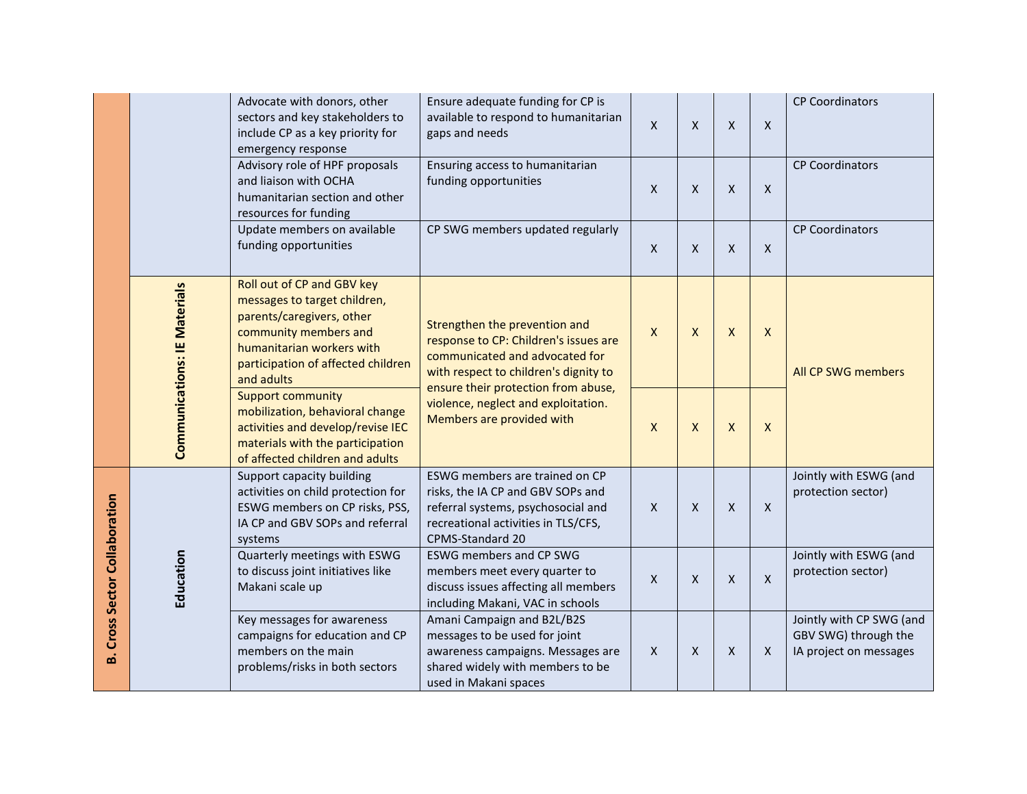|  |  | Advocate with donors, other sectors and key stakeholders to include CP as a key priority for emergency response | Ensure adequate funding for CP is available to respond to humanitarian gaps and needs | X | X | X | X | CP Coordinators |
|---|---|---|---|---|---|---|---|---|
|  |  | Advisory role of HPF proposals and liaison with OCHA humanitarian section and other resources for funding | Ensuring access to humanitarian funding opportunities | X | X | X | X | CP Coordinators |
|  |  | Update members on available funding opportunities | CP SWG members updated regularly | X | X | X | X | CP Coordinators |
|  | Communications: IE Materials | Roll out of CP and GBV key messages to target children, parents/caregivers, other community members and humanitarian workers with participation of affected children and adults | Strengthen the prevention and response to CP: Children's issues are communicated and advocated for with respect to children's dignity to ensure their protection from abuse, violence, neglect and exploitation. Members are provided with | X | X | X | X | All CP SWG members |
|  |  | Support community mobilization, behavioral change activities and develop/revise IEC materials with the participation of affected children and adults |  | X | X | X | X |  |
| B. Cross Sector Collaboration | Education | Support capacity building activities on child protection for ESWG members on CP risks, PSS, IA CP and GBV SOPs and referral systems | ESWG members are trained on CP risks, the IA CP and GBV SOPs and referral systems, psychosocial and recreational activities in TLS/CFS, CPMS-Standard 20 | X | X | X | X | Jointly with ESWG (and protection sector) |
|  |  | Quarterly meetings with ESWG to discuss joint initiatives like Makani scale up | ESWG members and CP SWG members meet every quarter to discuss issues affecting all members including Makani, VAC in schools | X | X | X | X | Jointly with ESWG (and protection sector) |
|  |  | Key messages for awareness campaigns for education and CP members on the main problems/risks in both sectors | Amani Campaign and B2L/B2S messages to be used for joint awareness campaigns. Messages are shared widely with members to be used in Makani spaces | X | X | X | X | Jointly with CP SWG (and GBV SWG) through the IA project on messages |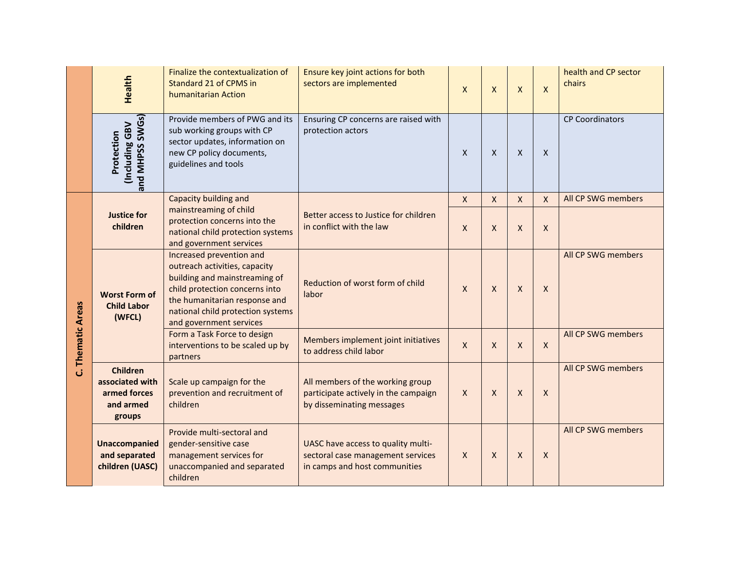| | | | | | | | | |
|---|---|---|---|---|---|---|---|---|
| | **Health** | Finalize the contextualization of Standard 21 of CPMS in humanitarian Action | Ensure key joint actions for both sectors are implemented | X | X | X | X | health and CP sector chairs |
| | **Protection (Including GBV and MHPSS SWGs)** | Provide members of PWG and its sub working groups with CP sector updates, information on new CP policy documents, guidelines and tools | Ensuring CP concerns are raised with protection actors | X | X | X | X | CP Coordinators |
| **C. Thematic Areas** | **Justice for children** | Capacity building and mainstreaming of child protection concerns into the national child protection systems and government services | Better access to Justice for children in conflict with the law | X | X | X | X | All CP SWG members |
| | | | | X | X | X | X | |
| | **Worst Form of Child Labor (WFCL)** | Increased prevention and outreach activities, capacity building and mainstreaming of child protection concerns into the humanitarian response and national child protection systems and government services | Reduction of worst form of child labor | X | X | X | X | All CP SWG members |
| | | Form a Task Force to design interventions to be scaled up by partners | Members implement joint initiatives to address child labor | X | X | X | X | All CP SWG members |
| | **Children associated with armed forces and armed groups** | Scale up campaign for the prevention and recruitment of children | All members of the working group participate actively in the campaign by disseminating messages | X | X | X | X | All CP SWG members |
| | **Unaccompanied and separated children (UASC)** | Provide multi-sectoral and gender-sensitive case management services for unaccompanied and separated children | UASC have access to quality multi-sectoral case management services in camps and host communities | X | X | X | X | All CP SWG members |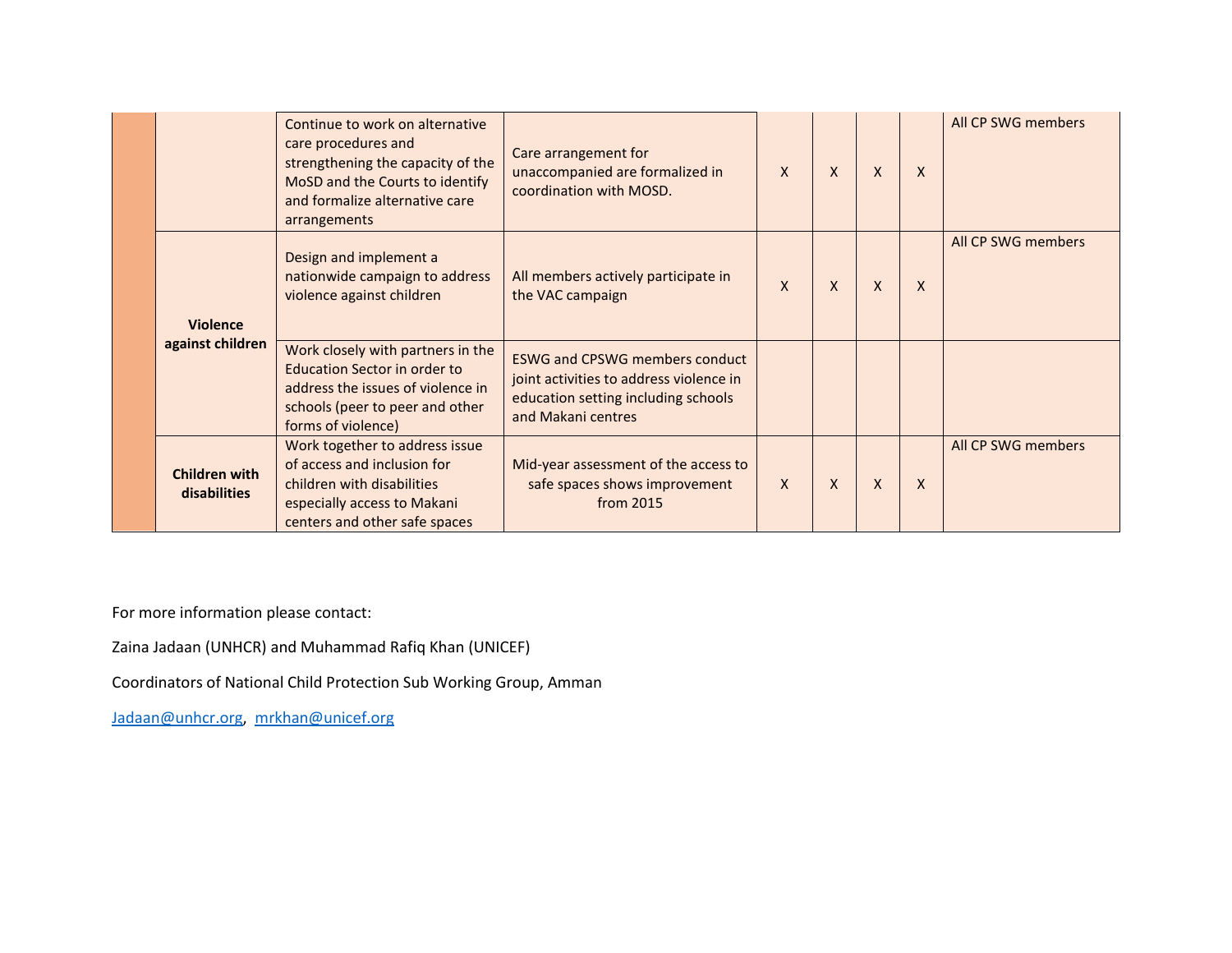| | | | | | | | | |
|---|---|---|---|---|---|---|---|---|
| | | Continue to work on alternative care procedures and strengthening the capacity of the MoSD and the Courts to identify and formalize alternative care arrangements | Care arrangement for unaccompanied are formalized in coordination with MOSD. | X | X | X | X | All CP SWG members |
| | **Violence against children** | Design and implement a nationwide campaign to address violence against children | All members actively participate in the VAC campaign | X | X | X | X | All CP SWG members |
| | | Work closely with partners in the Education Sector in order to address the issues of violence in schools (peer to peer and other forms of violence) | ESWG and CPSWG members conduct joint activities to address violence in education setting including schools and Makani centres | | | | | |
| | **Children with disabilities** | Work together to address issue of access and inclusion for children with disabilities especially access to Makani centers and other safe spaces | Mid-year assessment of the access to safe spaces shows improvement from 2015 | X | X | X | X | All CP SWG members |

For more information please contact:

Zaina Jadaan (UNHCR) and Muhammad Rafiq Khan (UNICEF)

Coordinators of National Child Protection Sub Working Group, Amman

Jadaan@unhcr.org, mrkhan@unicef.org